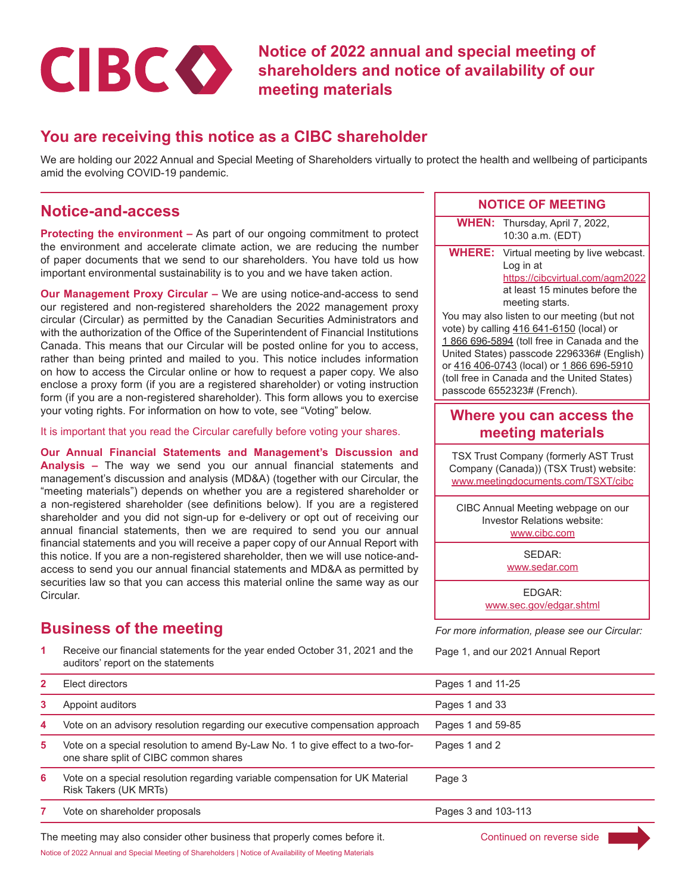# Notice of 2022 annual and special meeting of shareholders and notice of availability of our meeting materials

## You are receiving this notice as a CIBC shareholder

We are holding our 2022 Annual and Special Meeting of Shareholders virtually to protect the health and wellbeing of participants amid the evolving COVID-19 pandemic.

## Notice-and-access

**Protecting the environment –** As part of our ongoing commitment to protect the environment and accelerate climate action, we are reducing the number of paper documents that we send to our shareholders. You have told us how important environmental sustainability is to you and we have taken action.

**Our Management Proxy Circular –** We are using notice-and-access to send our registered and non-registered shareholders the 2022 management proxy circular (Circular) as permitted by the Canadian Securities Administrators and with the authorization of the Office of the Superintendent of Financial Institutions Canada. This means that our Circular will be posted online for you to access, rather than being printed and mailed to you. This notice includes information on how to access the Circular online or how to request a paper copy. We also enclose a proxy form (if you are a registered shareholder) or voting instruction form (if you are a non-registered shareholder). This form allows you to exercise your voting rights. For information on how to vote, see "Voting" below.

It is important that you read the Circular carefully before voting your shares.

**Our Annual Financial Statements and Management's Discussion and Analysis –** The way we send you our annual financial statements and management's discussion and analysis (MD&A) (together with our Circular, the "meeting materials") depends on whether you are a registered shareholder or a non-registered shareholder (see definitions below). If you are a registered shareholder and you did not sign-up for e-delivery or opt out of receiving our annual financial statements, then we are required to send you our annual financial statements and you will receive a paper copy of our Annual Report with this notice. If you are a non-registered shareholder, then we will use notice-and-access to send you our annual financial statements and MD&A as permitted by securities law so that you can access this material online the same way as our Circular.

### NOTICE OF MEETING

**WHEN:** Thursday, April 7, 2022, 10:30 a.m. (EDT)

**WHERE:** Virtual meeting by live webcast. Log in at https://cibcvirtual.com/agm2022 at least 15 minutes before the meeting starts.

You may also listen to our meeting (but not vote) by calling 416 641-6150 (local) or 1 866 696-5894 (toll free in Canada and the United States) passcode 2296336# (English) or 416 406-0743 (local) or 1 866 696-5910 (toll free in Canada and the United States) passcode 6552323# (French).

### Where you can access the meeting materials

TSX Trust Company (formerly AST Trust Company (Canada)) (TSX Trust) website: www.meetingdocuments.com/TSXT/cibc

CIBC Annual Meeting webpage on our Investor Relations website: www.cibc.com

SEDAR: www.sedar.com

EDGAR: www.sec.gov/edgar.shtml

## Business of the meeting

| | | *For more information, please see our Circular:* |
|---|---|---|
| 1 | Receive our financial statements for the year ended October 31, 2021 and the auditors' report on the statements | Page 1, and our 2021 Annual Report |
| 2 | Elect directors | Pages 1 and 11-25 |
| 3 | Appoint auditors | Pages 1 and 33 |
| 4 | Vote on an advisory resolution regarding our executive compensation approach | Pages 1 and 59-85 |
| 5 | Vote on a special resolution to amend By-Law No. 1 to give effect to a two-for-one share split of CIBC common shares | Pages 1 and 2 |
| 6 | Vote on a special resolution regarding variable compensation for UK Material Risk Takers (UK MRTs) | Page 3 |
| 7 | Vote on shareholder proposals | Pages 3 and 103-113 |

The meeting may also consider other business that properly comes before it.

Continued on reverse side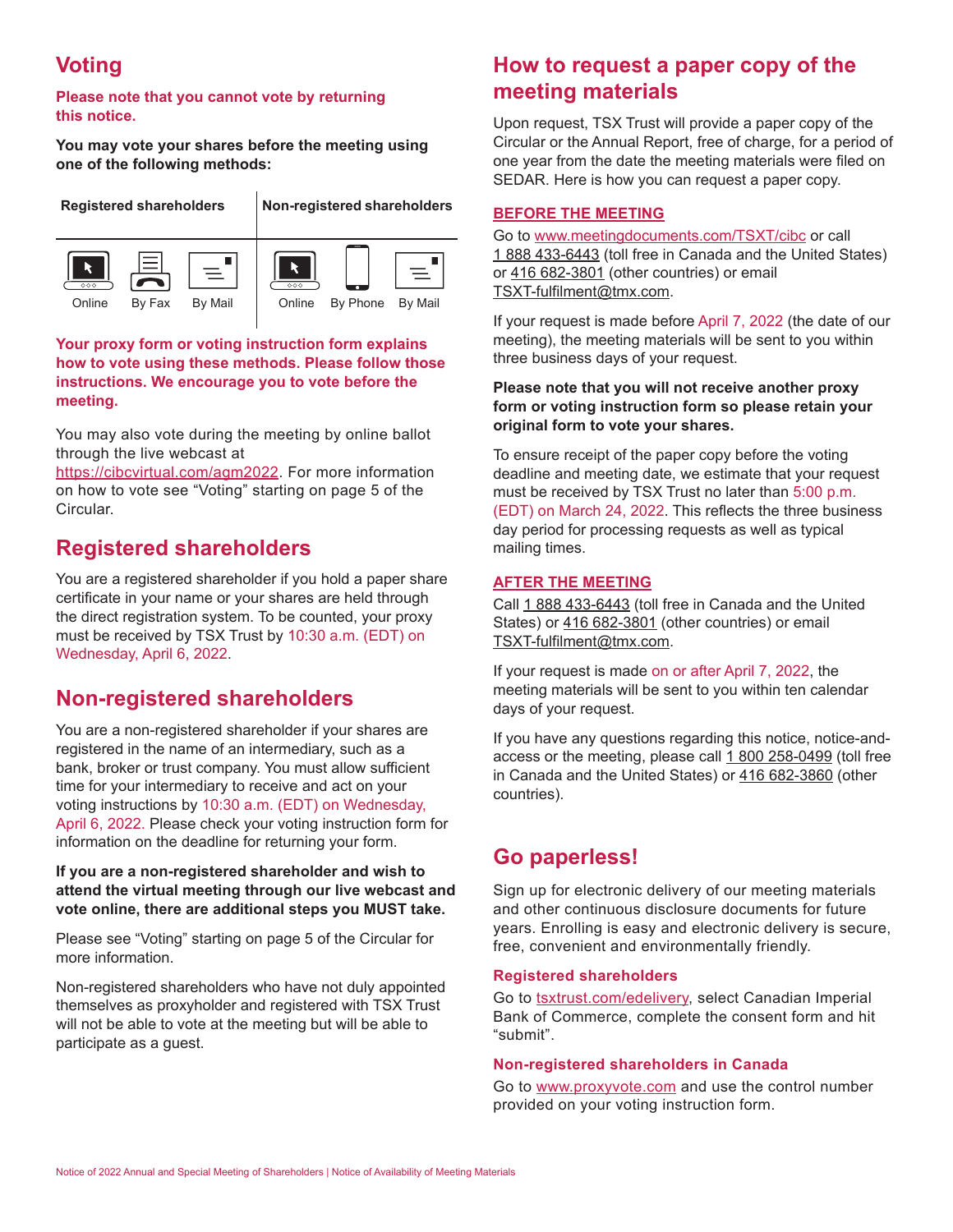## Voting

**Please note that you cannot vote by returning this notice.**

**You may vote your shares before the meeting using one of the following methods:**

| Registered shareholders | | | Non-registered shareholders | | |
|---|---|---|---|---|---|
| Online | By Fax | By Mail | Online | By Phone | By Mail |

**Your proxy form or voting instruction form explains how to vote using these methods. Please follow those instructions. We encourage you to vote before the meeting.**

You may also vote during the meeting by online ballot through the live webcast at https://cibcvirtual.com/agm2022. For more information on how to vote see "Voting" starting on page 5 of the Circular.

## Registered shareholders

You are a registered shareholder if you hold a paper share certificate in your name or your shares are held through the direct registration system. To be counted, your proxy must be received by TSX Trust by 10:30 a.m. (EDT) on Wednesday, April 6, 2022.

## Non-registered shareholders

You are a non-registered shareholder if your shares are registered in the name of an intermediary, such as a bank, broker or trust company. You must allow sufficient time for your intermediary to receive and act on your voting instructions by 10:30 a.m. (EDT) on Wednesday, April 6, 2022. Please check your voting instruction form for information on the deadline for returning your form.

**If you are a non-registered shareholder and wish to attend the virtual meeting through our live webcast and vote online, there are additional steps you MUST take.**

Please see "Voting" starting on page 5 of the Circular for more information.

Non-registered shareholders who have not duly appointed themselves as proxyholder and registered with TSX Trust will not be able to vote at the meeting but will be able to participate as a guest.

## How to request a paper copy of the meeting materials

Upon request, TSX Trust will provide a paper copy of the Circular or the Annual Report, free of charge, for a period of one year from the date the meeting materials were filed on SEDAR. Here is how you can request a paper copy.

### BEFORE THE MEETING

Go to www.meetingdocuments.com/TSXT/cibc or call 1 888 433-6443 (toll free in Canada and the United States) or 416 682-3801 (other countries) or email TSXT-fulfilment@tmx.com.

If your request is made before April 7, 2022 (the date of our meeting), the meeting materials will be sent to you within three business days of your request.

**Please note that you will not receive another proxy form or voting instruction form so please retain your original form to vote your shares.**

To ensure receipt of the paper copy before the voting deadline and meeting date, we estimate that your request must be received by TSX Trust no later than 5:00 p.m. (EDT) on March 24, 2022. This reflects the three business day period for processing requests as well as typical mailing times.

### AFTER THE MEETING

Call 1 888 433-6443 (toll free in Canada and the United States) or 416 682-3801 (other countries) or email TSXT-fulfilment@tmx.com.

If your request is made on or after April 7, 2022, the meeting materials will be sent to you within ten calendar days of your request.

If you have any questions regarding this notice, notice-and-access or the meeting, please call 1 800 258-0499 (toll free in Canada and the United States) or 416 682-3860 (other countries).

## Go paperless!

Sign up for electronic delivery of our meeting materials and other continuous disclosure documents for future years. Enrolling is easy and electronic delivery is secure, free, convenient and environmentally friendly.

### Registered shareholders

Go to tsxtrust.com/edelivery, select Canadian Imperial Bank of Commerce, complete the consent form and hit "submit".

### Non-registered shareholders in Canada

Go to www.proxyvote.com and use the control number provided on your voting instruction form.